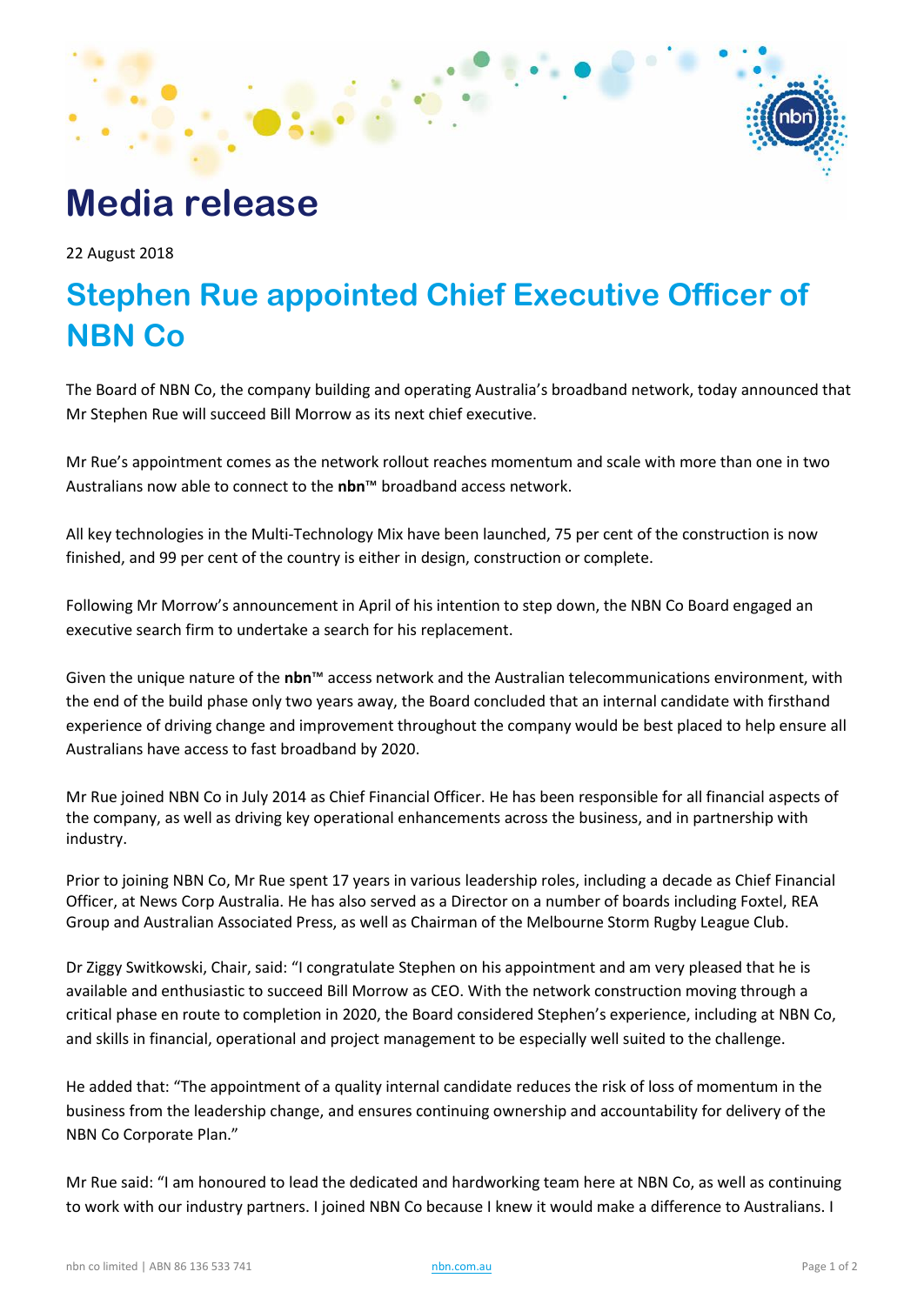# Media release

22 August 2018

## Stephen Rue appointed Chief Executive Officer of NBN Co

The Board of NBN Co, the company building and operating Australia's broadband network, today announced that Mr Stephen Rue will succeed Bill Morrow as its next chief executive.

Mr Rue's appointment comes as the network rollout reaches momentum and scale with more than one in two Australians now able to connect to the **nbn**™ broadband access network.

All key technologies in the Multi-Technology Mix have been launched, 75 per cent of the construction is now finished, and 99 per cent of the country is either in design, construction or complete.

Following Mr Morrow's announcement in April of his intention to step down, the NBN Co Board engaged an executive search firm to undertake a search for his replacement.

Given the unique nature of the **nbn**™ access network and the Australian telecommunications environment, with the end of the build phase only two years away, the Board concluded that an internal candidate with firsthand experience of driving change and improvement throughout the company would be best placed to help ensure all Australians have access to fast broadband by 2020.

Mr Rue joined NBN Co in July 2014 as Chief Financial Officer. He has been responsible for all financial aspects of the company, as well as driving key operational enhancements across the business, and in partnership with industry.

Prior to joining NBN Co, Mr Rue spent 17 years in various leadership roles, including a decade as Chief Financial Officer, at News Corp Australia. He has also served as a Director on a number of boards including Foxtel, REA Group and Australian Associated Press, as well as Chairman of the Melbourne Storm Rugby League Club.

Dr Ziggy Switkowski, Chair, said: "I congratulate Stephen on his appointment and am very pleased that he is available and enthusiastic to succeed Bill Morrow as CEO. With the network construction moving through a critical phase en route to completion in 2020, the Board considered Stephen's experience, including at NBN Co, and skills in financial, operational and project management to be especially well suited to the challenge.

He added that: "The appointment of a quality internal candidate reduces the risk of loss of momentum in the business from the leadership change, and ensures continuing ownership and accountability for delivery of the NBN Co Corporate Plan."

Mr Rue said: "I am honoured to lead the dedicated and hardworking team here at NBN Co, as well as continuing to work with our industry partners. I joined NBN Co because I knew it would make a difference to Australians. I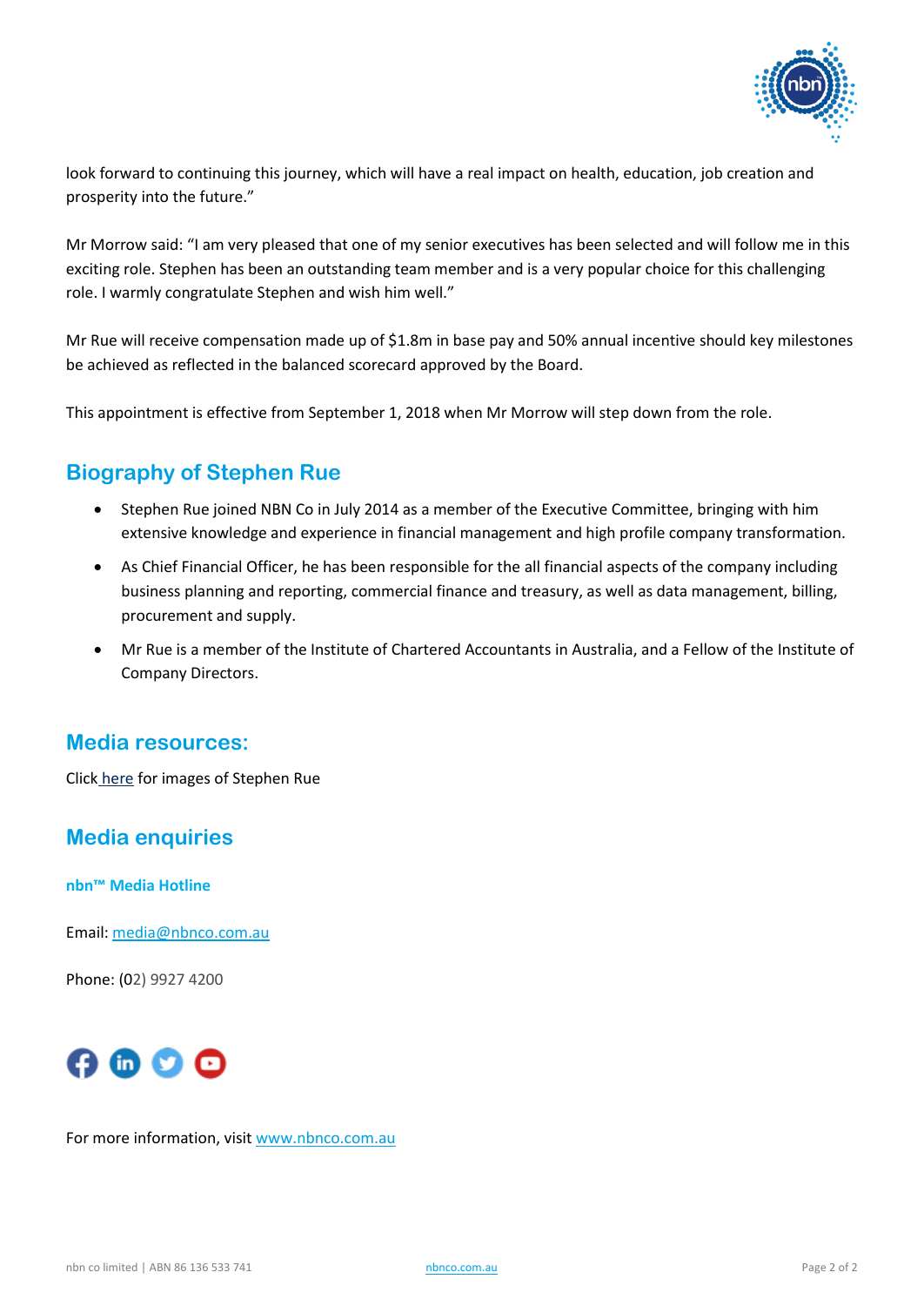look forward to continuing this journey, which will have a real impact on health, education, job creation and prosperity into the future."

Mr Morrow said: "I am very pleased that one of my senior executives has been selected and will follow me in this exciting role. Stephen has been an outstanding team member and is a very popular choice for this challenging role. I warmly congratulate Stephen and wish him well."

Mr Rue will receive compensation made up of $1.8m in base pay and 50% annual incentive should key milestones be achieved as reflected in the balanced scorecard approved by the Board.

This appointment is effective from September 1, 2018 when Mr Morrow will step down from the role.

## Biography of Stephen Rue

- Stephen Rue joined NBN Co in July 2014 as a member of the Executive Committee, bringing with him extensive knowledge and experience in financial management and high profile company transformation.
- As Chief Financial Officer, he has been responsible for the all financial aspects of the company including business planning and reporting, commercial finance and treasury, as well as data management, billing, procurement and supply.
- Mr Rue is a member of the Institute of Chartered Accountants in Australia, and a Fellow of the Institute of Company Directors.

## Media resources:

Click [here] for images of Stephen Rue

## Media enquiries

**nbn™ Media Hotline**

Email: media@nbnco.com.au

Phone: (02) 9927 4200

For more information, visit www.nbnco.com.au